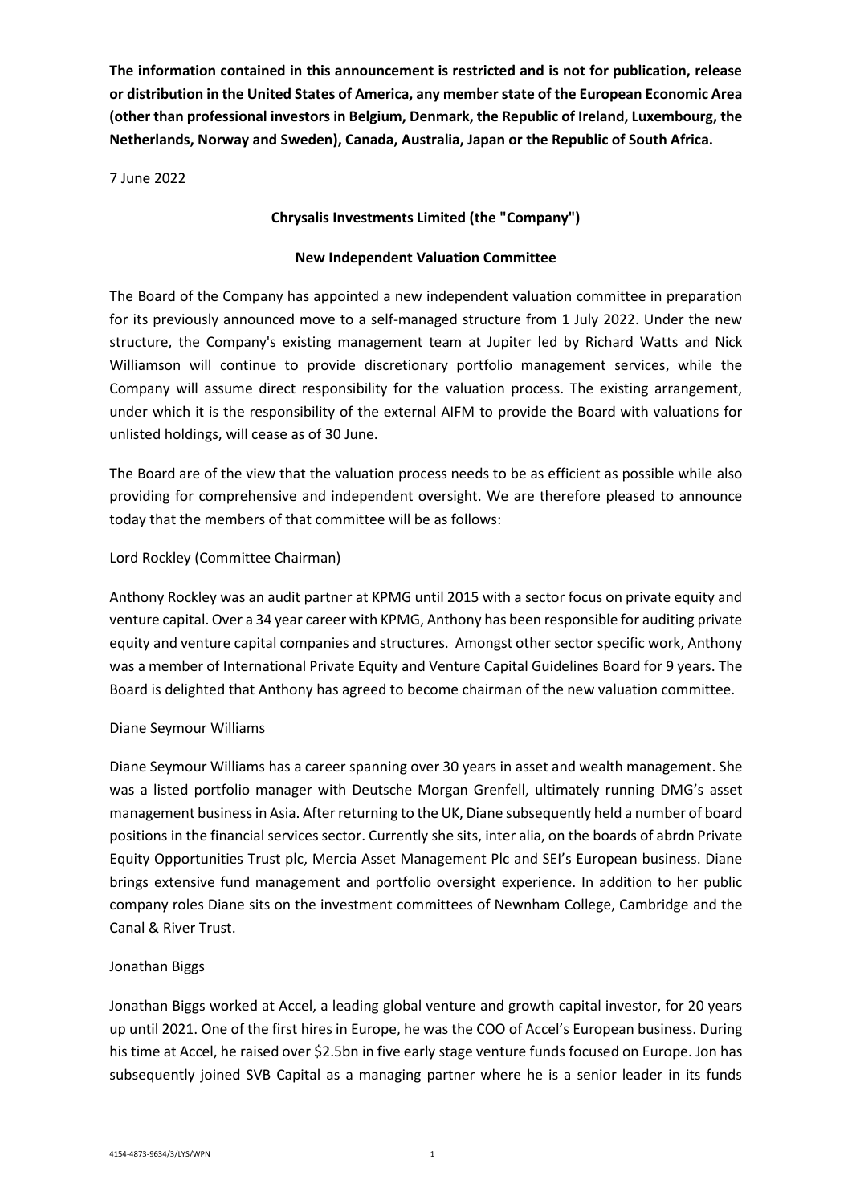**The information contained in this announcement is restricted and is not for publication, release or distribution in the United States of America, any member state of the European Economic Area (other than professional investors in Belgium, Denmark, the Republic of Ireland, Luxembourg, the Netherlands, Norway and Sweden), Canada, Australia, Japan or the Republic of South Africa.**

7 June 2022

**Chrysalis Investments Limited (the "Company")**

**New Independent Valuation Committee**

The Board of the Company has appointed a new independent valuation committee in preparation for its previously announced move to a self-managed structure from 1 July 2022. Under the new structure, the Company's existing management team at Jupiter led by Richard Watts and Nick Williamson will continue to provide discretionary portfolio management services, while the Company will assume direct responsibility for the valuation process. The existing arrangement, under which it is the responsibility of the external AIFM to provide the Board with valuations for unlisted holdings, will cease as of 30 June.

The Board are of the view that the valuation process needs to be as efficient as possible while also providing for comprehensive and independent oversight. We are therefore pleased to announce today that the members of that committee will be as follows:

Lord Rockley (Committee Chairman)

Anthony Rockley was an audit partner at KPMG until 2015 with a sector focus on private equity and venture capital. Over a 34 year career with KPMG, Anthony has been responsible for auditing private equity and venture capital companies and structures. Amongst other sector specific work, Anthony was a member of International Private Equity and Venture Capital Guidelines Board for 9 years. The Board is delighted that Anthony has agreed to become chairman of the new valuation committee.

Diane Seymour Williams

Diane Seymour Williams has a career spanning over 30 years in asset and wealth management. She was a listed portfolio manager with Deutsche Morgan Grenfell, ultimately running DMG's asset management business in Asia. After returning to the UK, Diane subsequently held a number of board positions in the financial services sector. Currently she sits, inter alia, on the boards of abrdn Private Equity Opportunities Trust plc, Mercia Asset Management Plc and SEI's European business. Diane brings extensive fund management and portfolio oversight experience. In addition to her public company roles Diane sits on the investment committees of Newnham College, Cambridge and the Canal & River Trust.

Jonathan Biggs

Jonathan Biggs worked at Accel, a leading global venture and growth capital investor, for 20 years up until 2021. One of the first hires in Europe, he was the COO of Accel's European business. During his time at Accel, he raised over $2.5bn in five early stage venture funds focused on Europe. Jon has subsequently joined SVB Capital as a managing partner where he is a senior leader in its funds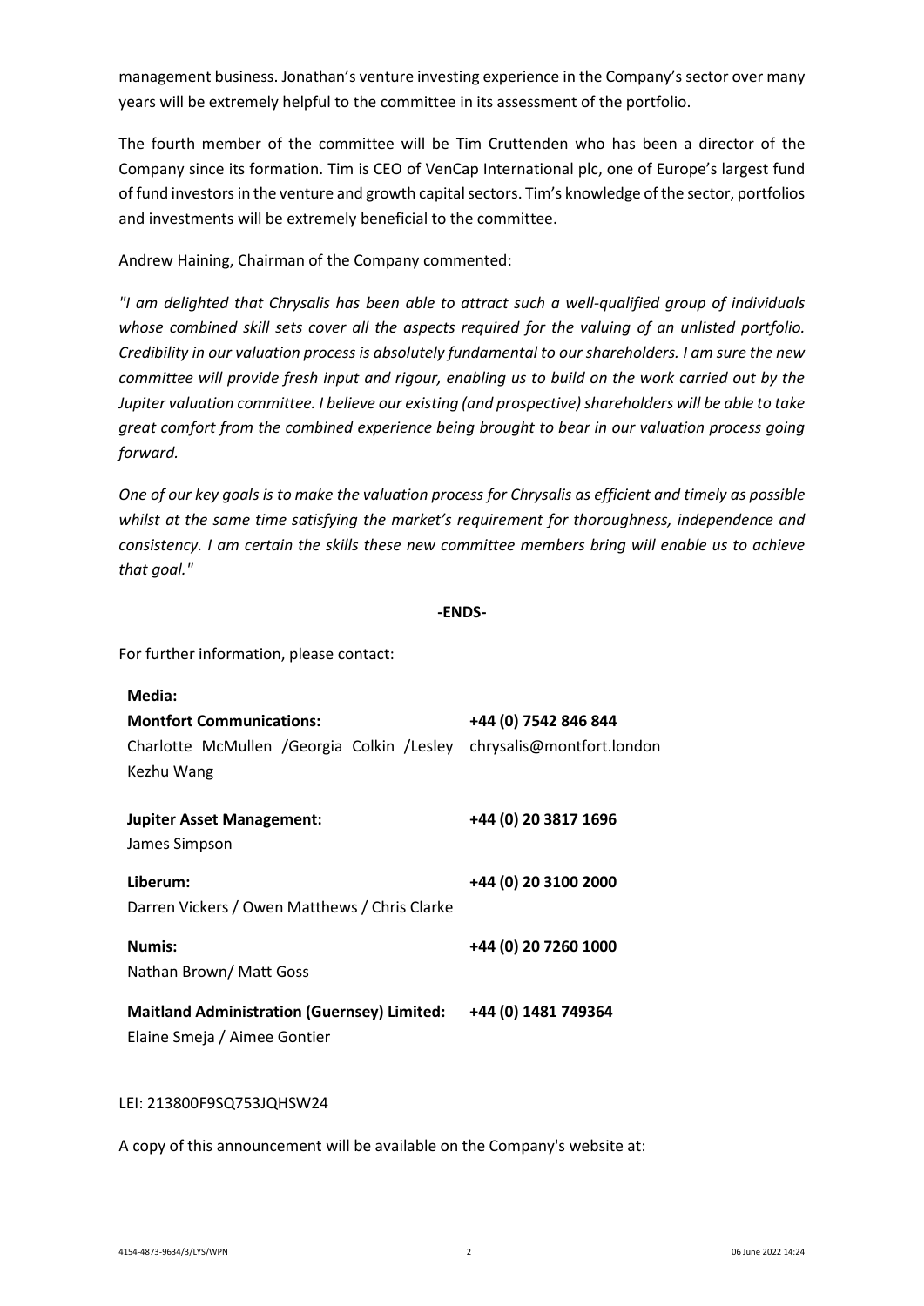management business. Jonathan's venture investing experience in the Company's sector over many years will be extremely helpful to the committee in its assessment of the portfolio.

The fourth member of the committee will be Tim Cruttenden who has been a director of the Company since its formation. Tim is CEO of VenCap International plc, one of Europe's largest fund of fund investors in the venture and growth capital sectors. Tim's knowledge of the sector, portfolios and investments will be extremely beneficial to the committee.

Andrew Haining, Chairman of the Company commented:

*"I am delighted that Chrysalis has been able to attract such a well-qualified group of individuals whose combined skill sets cover all the aspects required for the valuing of an unlisted portfolio. Credibility in our valuation process is absolutely fundamental to our shareholders. I am sure the new committee will provide fresh input and rigour, enabling us to build on the work carried out by the Jupiter valuation committee. I believe our existing (and prospective) shareholders will be able to take great comfort from the combined experience being brought to bear in our valuation process going forward.*

*One of our key goals is to make the valuation process for Chrysalis as efficient and timely as possible whilst at the same time satisfying the market's requirement for thoroughness, independence and consistency. I am certain the skills these new committee members bring will enable us to achieve that goal."*

**-ENDS-**

For further information, please contact:

| | |
|---|---|
| **Media:** | |
| **Montfort Communications:** | **+44 (0) 7542 846 844** |
| Charlotte McMullen /Georgia Colkin /Lesley Kezhu Wang | chrysalis@montfort.london |
| **Jupiter Asset Management:** | **+44 (0) 20 3817 1696** |
| James Simpson | |
| **Liberum:** | **+44 (0) 20 3100 2000** |
| Darren Vickers / Owen Matthews / Chris Clarke | |
| **Numis:** | **+44 (0) 20 7260 1000** |
| Nathan Brown/ Matt Goss | |
| **Maitland Administration (Guernsey) Limited:** | **+44 (0) 1481 749364** |
| Elaine Smeja / Aimee Gontier | |

LEI: 213800F9SQ753JQHSW24

A copy of this announcement will be available on the Company's website at: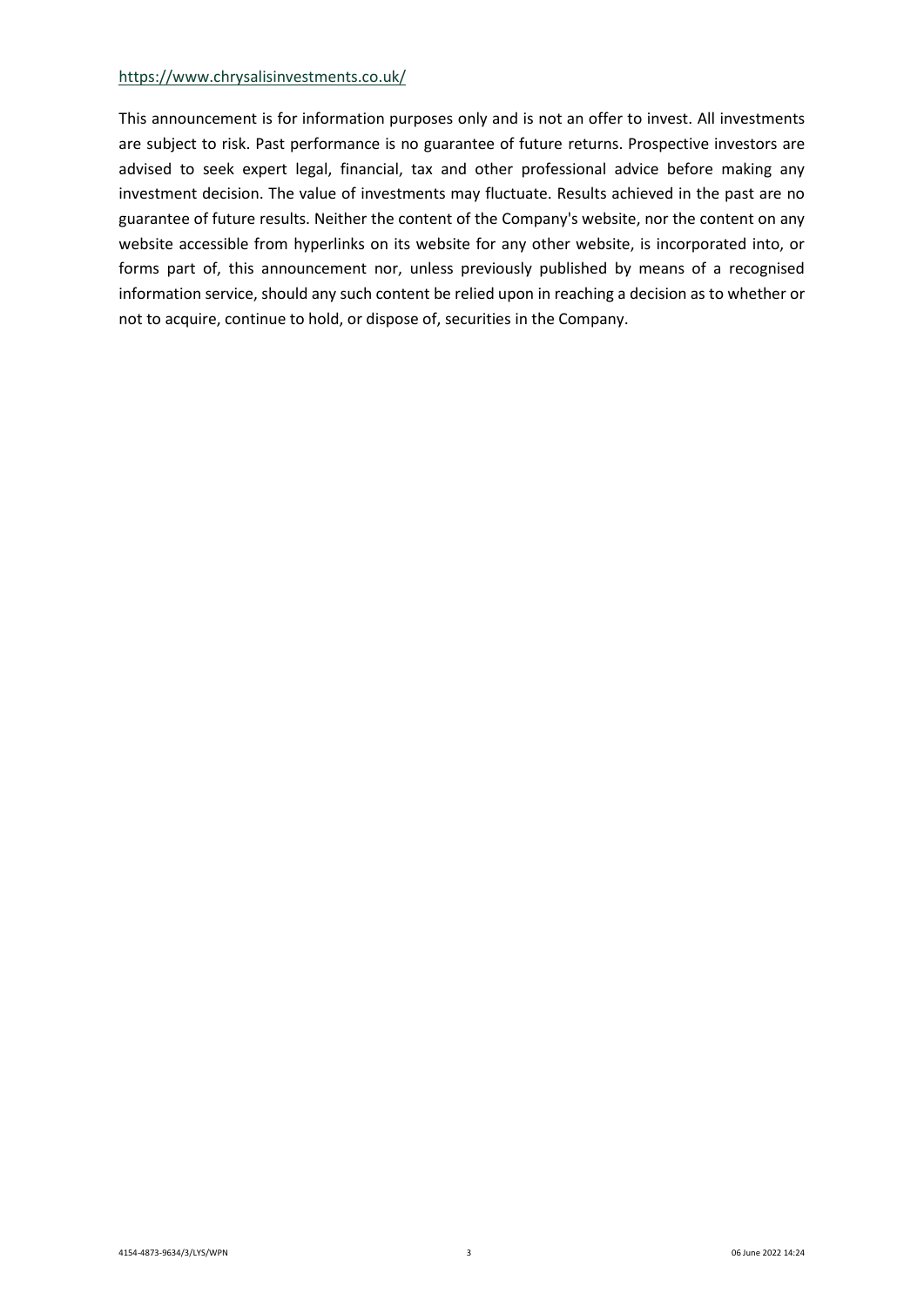https://www.chrysalisinvestments.co.uk/

This announcement is for information purposes only and is not an offer to invest. All investments are subject to risk. Past performance is no guarantee of future returns. Prospective investors are advised to seek expert legal, financial, tax and other professional advice before making any investment decision. The value of investments may fluctuate. Results achieved in the past are no guarantee of future results. Neither the content of the Company's website, nor the content on any website accessible from hyperlinks on its website for any other website, is incorporated into, or forms part of, this announcement nor, unless previously published by means of a recognised information service, should any such content be relied upon in reaching a decision as to whether or not to acquire, continue to hold, or dispose of, securities in the Company.